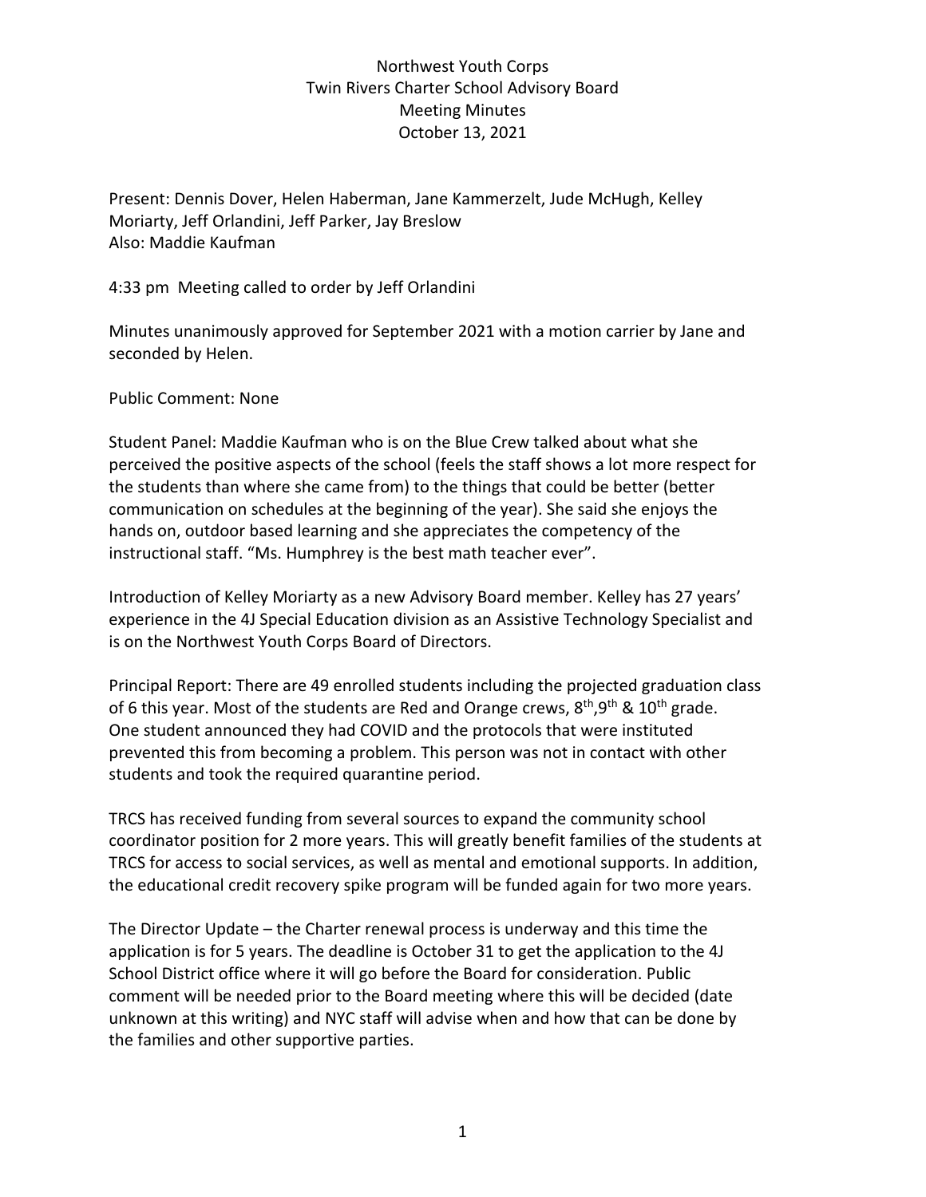# Northwest Youth Corps
## Twin Rivers Charter School Advisory Board
### Meeting Minutes
### October 13, 2021

Present: Dennis Dover, Helen Haberman, Jane Kammerzelt, Jude McHugh, Kelley Moriarty, Jeff Orlandini, Jeff Parker, Jay Breslow
Also: Maddie Kaufman

4:33 pm Meeting called to order by Jeff Orlandini

Minutes unanimously approved for September 2021 with a motion carrier by Jane and seconded by Helen.

Public Comment: None

Student Panel: Maddie Kaufman who is on the Blue Crew talked about what she perceived the positive aspects of the school (feels the staff shows a lot more respect for the students than where she came from) to the things that could be better (better communication on schedules at the beginning of the year). She said she enjoys the hands on, outdoor based learning and she appreciates the competency of the instructional staff. "Ms. Humphrey is the best math teacher ever".

Introduction of Kelley Moriarty as a new Advisory Board member. Kelley has 27 years' experience in the 4J Special Education division as an Assistive Technology Specialist and is on the Northwest Youth Corps Board of Directors.

Principal Report: There are 49 enrolled students including the projected graduation class of 6 this year. Most of the students are Red and Orange crews, 8th, 9th & 10th grade. One student announced they had COVID and the protocols that were instituted prevented this from becoming a problem. This person was not in contact with other students and took the required quarantine period.

TRCS has received funding from several sources to expand the community school coordinator position for 2 more years. This will greatly benefit families of the students at TRCS for access to social services, as well as mental and emotional supports. In addition, the educational credit recovery spike program will be funded again for two more years.

The Director Update – the Charter renewal process is underway and this time the application is for 5 years. The deadline is October 31 to get the application to the 4J School District office where it will go before the Board for consideration. Public comment will be needed prior to the Board meeting where this will be decided (date unknown at this writing) and NYC staff will advise when and how that can be done by the families and other supportive parties.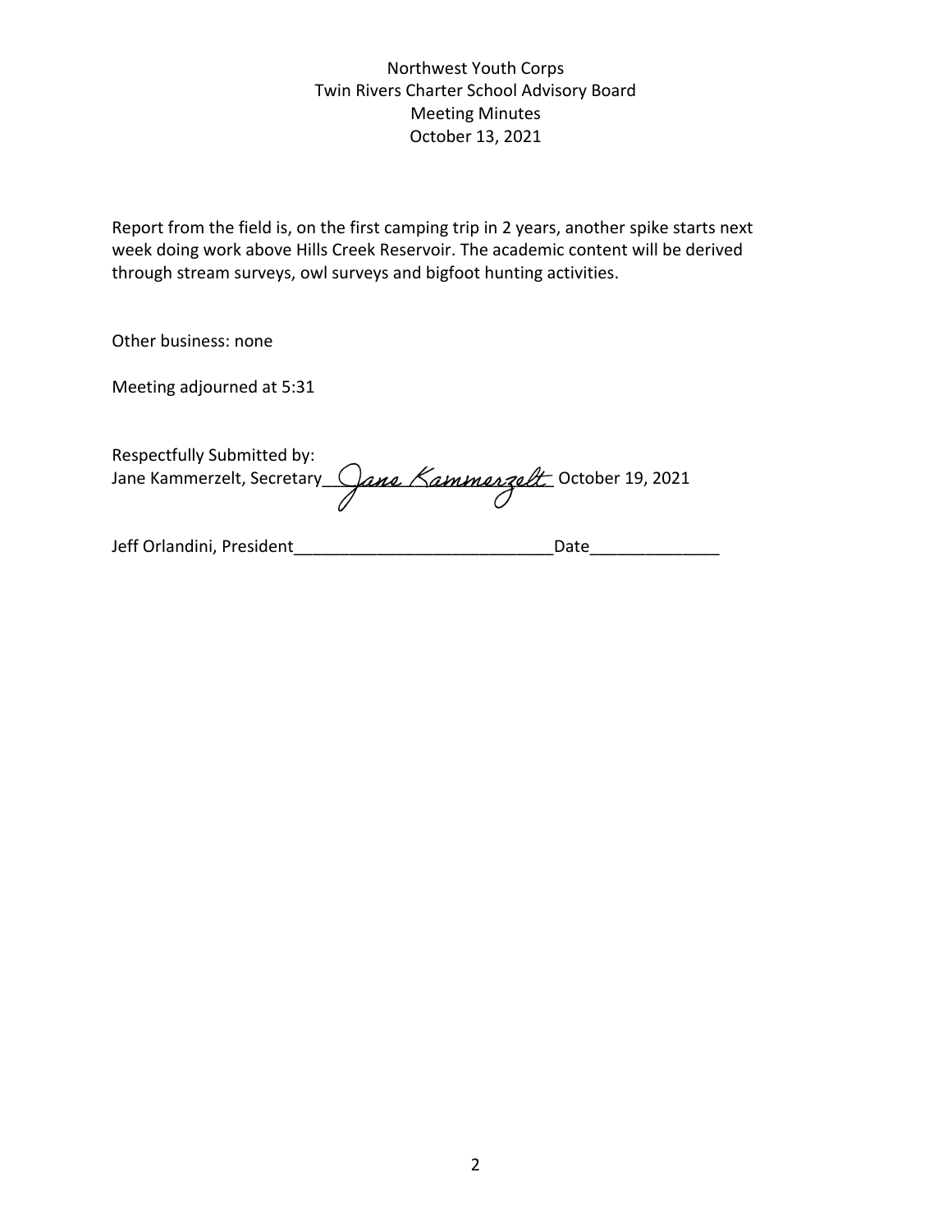Northwest Youth Corps
Twin Rivers Charter School Advisory Board
Meeting Minutes
October 13, 2021

Report from the field is, on the first camping trip in 2 years, another spike starts next week doing work above Hills Creek Reservoir. The academic content will be derived through stream surveys, owl surveys and bigfoot hunting activities.

Other business: none

Meeting adjourned at 5:31

Respectfully Submitted by:
Jane Kammerzelt, Secretary *Jane Kammerzelt* October 19, 2021

Jeff Orlandini, President____________________________Date______________